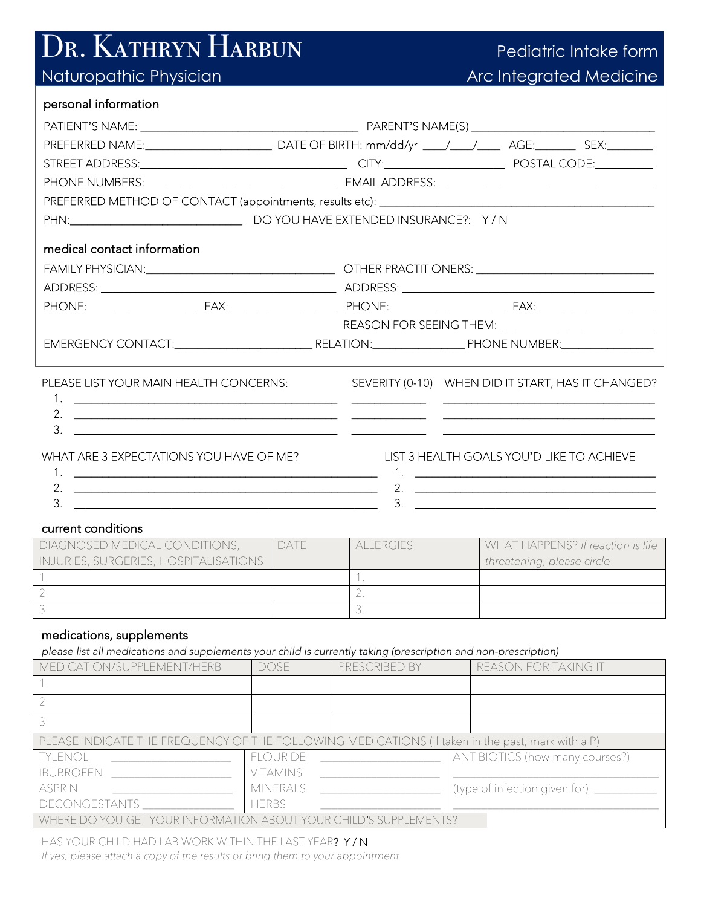# Dr. Kathryn Harbun

Naturopathic Physician

## Pediatric Intake form

Arc Integrated Medicine

### personal information

PATIENT'S NAME: ______________________________ PARENT'S NAME(S) ______________________________

PREFERRED NAME: ____________________ DATE OF BIRTH: mm/dd/yr ___/___/___ AGE: _______ SEX: _______

STREET ADDRESS: ______________________________ CITY: ____________________ POSTAL CODE: __________

PHONE NUMBERS: ______________________________ EMAIL ADDRESS: ______________________________

PREFERRED METHOD OF CONTACT (appointments, results etc): ______________________________

PHN: __________________________ DO YOU HAVE EXTENDED INSURANCE?: Y / N

### medical contact information

FAMILY PHYSICIAN: ______________________________ OTHER PRACTITIONERS: ______________________________

ADDRESS: ______________________________ ADDRESS: ______________________________

PHONE: ________________ FAX: ________________ PHONE: ________________ FAX: ________________

REASON FOR SEEING THEM: ______________________________

EMERGENCY CONTACT: ____________________ RELATION: ______________ PHONE NUMBER: ______________

| PLEASE LIST YOUR MAIN HEALTH CONCERNS: | SEVERITY (0-10) | WHEN DID IT START; HAS IT CHANGED? |
|---|---|---|
| 1. | | |
| 2. | | |
| 3. | | |

| WHAT ARE 3 EXPECTATIONS YOU HAVE OF ME? | LIST 3 HEALTH GOALS YOU'D LIKE TO ACHIEVE |
|---|---|
| 1. | 1. |
| 2. | 2. |
| 3. | 3. |

### current conditions

| DIAGNOSED MEDICAL CONDITIONS, INJURIES, SURGERIES, HOSPITALISATIONS | DATE | ALLERGIES | WHAT HAPPENS? *If reaction is life threatening, please circle* |
|---|---|---|---|
| 1. | | 1. | |
| 2. | | 2. | |
| 3. | | 3. | |

### medications, supplements

*please list all medications and supplements your child is currently taking (prescription and non-prescription)*

| MEDICATION/SUPPLEMENT/HERB | DOSE | PRESCRIBED BY | REASON FOR TAKING IT |
|---|---|---|---|
| 1. | | | |
| 2. | | | |
| 3. | | | |

PLEASE INDICATE THE FREQUENCY OF THE FOLLOWING MEDICATIONS (if taken in the past, mark with a P)

| | | |
|---|---|---|
| TYLENOL ______________ | FLOURIDE ______________ | ANTIBIOTICS (how many courses?) ______________ |
| IBUBROFEN ______________ | VITAMINS ______________ | |
| ASPRIN ______________ | MINERALS ______________ | (type of infection given for) ______________ |
| DECONGESTANTS ______________ | HERBS ______________ | ______________ |

WHERE DO YOU GET YOUR INFORMATION ABOUT YOUR CHILD'S SUPPLEMENTS?

HAS YOUR CHILD HAD LAB WORK WITHIN THE LAST YEAR? Y / N

*If yes, please attach a copy of the results or bring them to your appointment*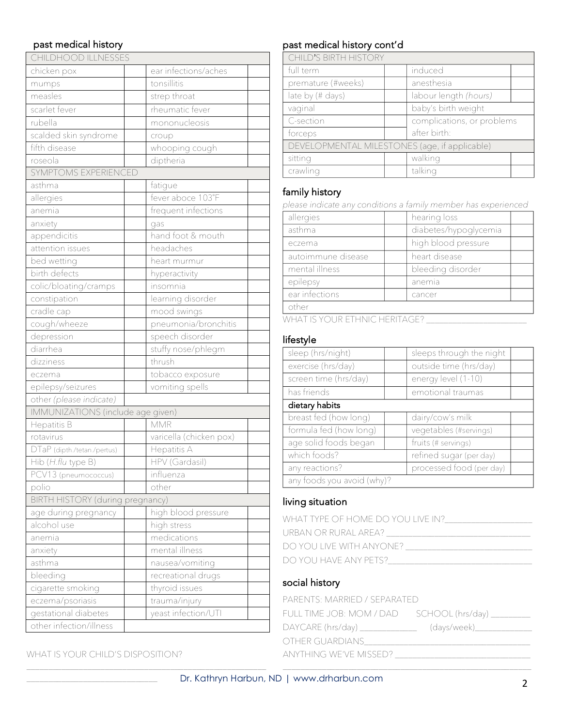## past medical history

| CHILDHOOD ILLNESSES | | | |
|---|---|---|---|
| chicken pox | | ear infections/aches | |
| mumps | | tonsillitis | |
| measles | | strep throat | |
| scarlet fever | | rheumatic fever | |
| rubella | | mononucleosis | |
| scalded skin syndrome | | croup | |
| fifth disease | | whooping cough | |
| roseola | | diptheria | |
| **SYMPTOMS EXPERIENCED** | | | |
| asthma | | fatigue | |
| allergies | | fever aboce 103°F | |
| anemia | | frequent infections | |
| anxiety | | gas | |
| appendicitis | | hand foot & mouth | |
| attention issues | | headaches | |
| bed wetting | | heart murmur | |
| birth defects | | hyperactivity | |
| colic/bloating/cramps | | insomnia | |
| constipation | | learning disorder | |
| cradle cap | | mood swings | |
| cough/wheeze | | pneumonia/bronchitis | |
| depression | | speech disorder | |
| diarrhea | | stuffy nose/phlegm | |
| dizziness | | thrush | |
| eczema | | tobacco exposure | |
| epilepsy/seizures | | vomiting spells | |
| other *(please indicate)* | | | |
| **IMMUNIZATIONS (include age given)** | | | |
| Hepatitis B | | MMR | |
| rotavirus | | varicella (chicken pox) | |
| DTaP (dipth./tetan./pertus) | | Hepatitis A | |
| Hib (*H.flu* type B) | | HPV (Gardasil) | |
| PCV13 (pneumococcus) | | influenza | |
| polio | | other | |
| **BIRTH HISTORY (during pregnancy)** | | | |
| age during pregnancy | | high blood pressure | |
| alcohol use | | high stress | |
| anemia | | medications | |
| anxiety | | mental illness | |
| asthma | | nausea/vomiting | |
| bleeding | | recreational drugs | |
| cigarette smoking | | thyroid issues | |
| eczema/psoriasis | | trauma/injury | |
| gestational diabetes | | yeast infection/UTI | |
| other infection/illness | | | |

WHAT IS YOUR CHILD'S DISPOSITION? ____________________________________________

## past medical history cont'd

| CHILD'S BIRTH HISTORY | | | |
|---|---|---|---|
| full term | | induced | |
| premature (#weeks) | | anesthesia | |
| late by (# days) | | labour length *(hours)* | |
| vaginal | | baby's birth weight | |
| C-section | | complications, or problems after birth: | |
| forceps | | | |
| **DEVELOPMENTAL MILESTONES (age, if applicable)** | | | |
| sitting | | walking | |
| crawling | | talking | |

## family history

*please indicate any conditions a family member has experienced*

| | | | |
|---|---|---|---|
| allergies | | hearing loss | |
| asthma | | diabetes/hypoglycemia | |
| eczema | | high blood pressure | |
| autoimmune disease | | heart disease | |
| mental illness | | bleeding disorder | |
| epilepsy | | anemia | |
| ear infections | | cancer | |
| other | | | |

WHAT IS YOUR ETHNIC HERITAGE? ______________________

## lifestyle

| | | | |
|---|---|---|---|
| sleep (hrs/night) | | sleeps through the night | |
| exercise (hrs/day) | | outside time (hrs/day) | |
| screen time (hrs/day) | | energy level (1-10) | |
| has friends | | emotional traumas | |
| **dietary habits** | | | |
| breast fed (how long) | | dairy/cow's milk | |
| formula fed (how long) | | vegetables (#servings) | |
| age solid foods began | | fruits (# servings) | |
| which foods? | | refined sugar (per day) | |
| any reactions? | | processed food (per day) | |
| any foods you avoid (why)? | | | |

## living situation

WHAT TYPE OF HOME DO YOU LIVE IN?__________________

URBAN OR RURAL AREA? ______________________________

DO YOU LIVE WITH ANYONE? ___________________________

DO YOU HAVE ANY PETS?______________________________

## social history

PARENTS: MARRIED / SEPARATED

FULL TIME JOB: MOM / DAD SCHOOL (hrs/day) _________

DAYCARE (hrs/day) _____________ (days/week)_____________

OTHER GUARDIANS_____________________________________

ANYTHING WE'VE MISSED? ______________________________

Dr. Kathryn Harbun, ND | www.drharbun.com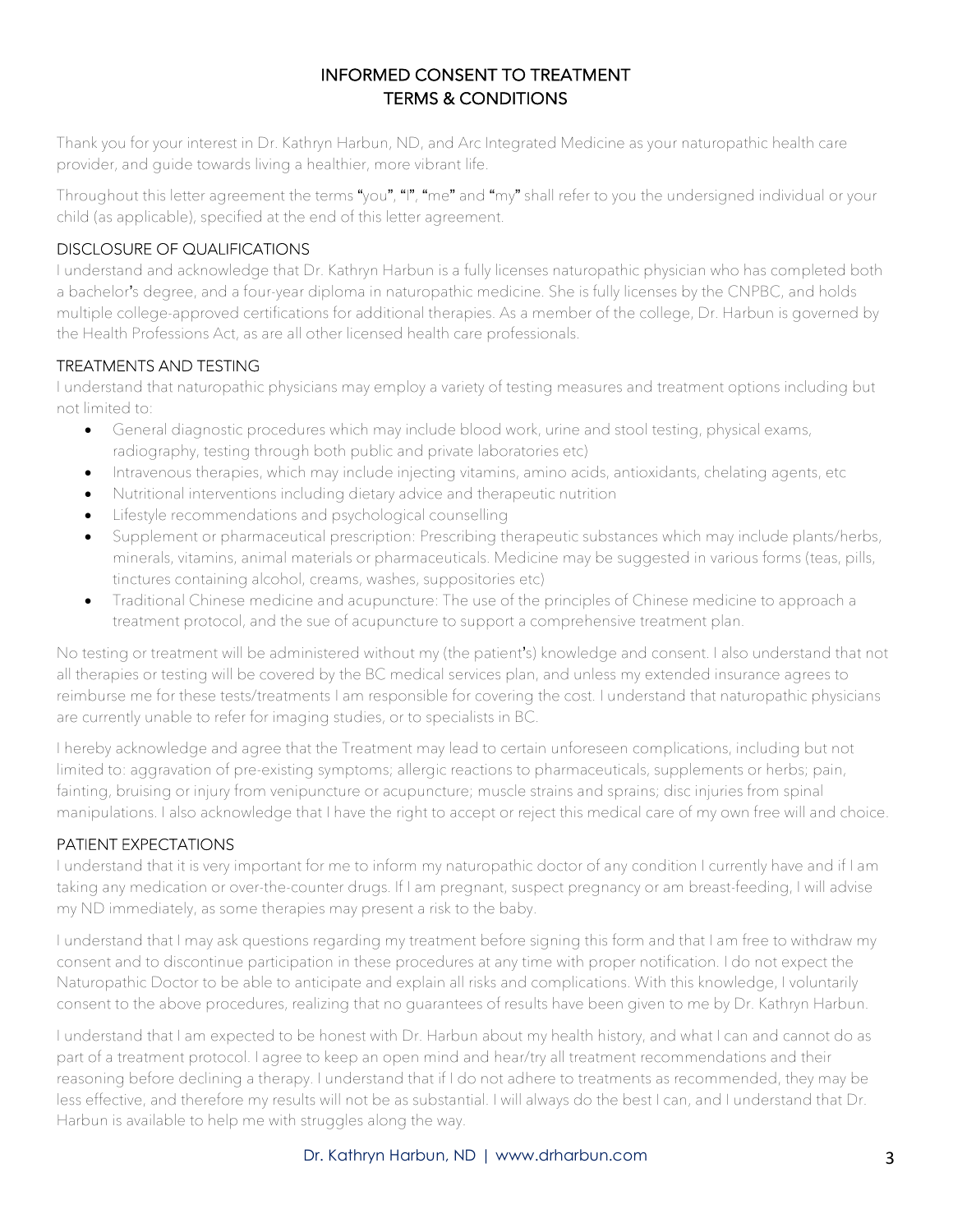# INFORMED CONSENT TO TREATMENT
# TERMS & CONDITIONS

Thank you for your interest in Dr. Kathryn Harbun, ND, and Arc Integrated Medicine as your naturopathic health care provider, and guide towards living a healthier, more vibrant life.

Throughout this letter agreement the terms "you", "I", "me" and "my" shall refer to you the undersigned individual or your child (as applicable), specified at the end of this letter agreement.

## DISCLOSURE OF QUALIFICATIONS

I understand and acknowledge that Dr. Kathryn Harbun is a fully licenses naturopathic physician who has completed both a bachelor's degree, and a four-year diploma in naturopathic medicine. She is fully licenses by the CNPBC, and holds multiple college-approved certifications for additional therapies. As a member of the college, Dr. Harbun is governed by the Health Professions Act, as are all other licensed health care professionals.

## TREATMENTS AND TESTING

I understand that naturopathic physicians may employ a variety of testing measures and treatment options including but not limited to:

- General diagnostic procedures which may include blood work, urine and stool testing, physical exams, radiography, testing through both public and private laboratories etc)
- Intravenous therapies, which may include injecting vitamins, amino acids, antioxidants, chelating agents, etc
- Nutritional interventions including dietary advice and therapeutic nutrition
- Lifestyle recommendations and psychological counselling
- Supplement or pharmaceutical prescription: Prescribing therapeutic substances which may include plants/herbs, minerals, vitamins, animal materials or pharmaceuticals. Medicine may be suggested in various forms (teas, pills, tinctures containing alcohol, creams, washes, suppositories etc)
- Traditional Chinese medicine and acupuncture: The use of the principles of Chinese medicine to approach a treatment protocol, and the sue of acupuncture to support a comprehensive treatment plan.

No testing or treatment will be administered without my (the patient's) knowledge and consent. I also understand that not all therapies or testing will be covered by the BC medical services plan, and unless my extended insurance agrees to reimburse me for these tests/treatments I am responsible for covering the cost. I understand that naturopathic physicians are currently unable to refer for imaging studies, or to specialists in BC.

I hereby acknowledge and agree that the Treatment may lead to certain unforeseen complications, including but not limited to: aggravation of pre-existing symptoms; allergic reactions to pharmaceuticals, supplements or herbs; pain, fainting, bruising or injury from venipuncture or acupuncture; muscle strains and sprains; disc injuries from spinal manipulations. I also acknowledge that I have the right to accept or reject this medical care of my own free will and choice.

## PATIENT EXPECTATIONS

I understand that it is very important for me to inform my naturopathic doctor of any condition I currently have and if I am taking any medication or over-the-counter drugs. If I am pregnant, suspect pregnancy or am breast-feeding, I will advise my ND immediately, as some therapies may present a risk to the baby.

I understand that I may ask questions regarding my treatment before signing this form and that I am free to withdraw my consent and to discontinue participation in these procedures at any time with proper notification. I do not expect the Naturopathic Doctor to be able to anticipate and explain all risks and complications. With this knowledge, I voluntarily consent to the above procedures, realizing that no guarantees of results have been given to me by Dr. Kathryn Harbun.

I understand that I am expected to be honest with Dr. Harbun about my health history, and what I can and cannot do as part of a treatment protocol. I agree to keep an open mind and hear/try all treatment recommendations and their reasoning before declining a therapy. I understand that if I do not adhere to treatments as recommended, they may be less effective, and therefore my results will not be as substantial. I will always do the best I can, and I understand that Dr. Harbun is available to help me with struggles along the way.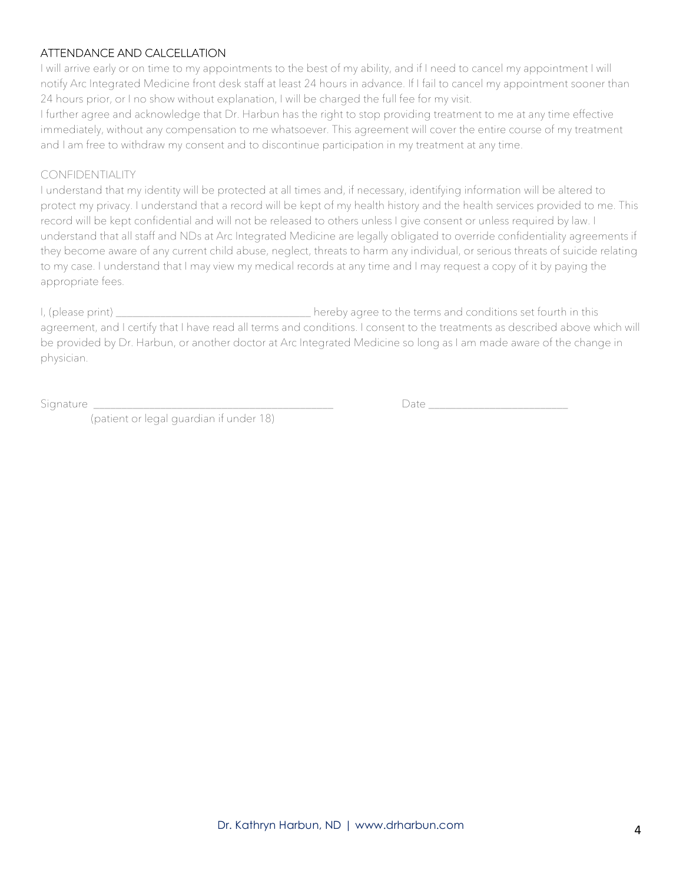## ATTENDANCE AND CALCELLATION

I will arrive early or on time to my appointments to the best of my ability, and if I need to cancel my appointment I will notify Arc Integrated Medicine front desk staff at least 24 hours in advance. If I fail to cancel my appointment sooner than 24 hours prior, or I no show without explanation, I will be charged the full fee for my visit.

I further agree and acknowledge that Dr. Harbun has the right to stop providing treatment to me at any time effective immediately, without any compensation to me whatsoever. This agreement will cover the entire course of my treatment and I am free to withdraw my consent and to discontinue participation in my treatment at any time.

## CONFIDENTIALITY

I understand that my identity will be protected at all times and, if necessary, identifying information will be altered to protect my privacy. I understand that a record will be kept of my health history and the health services provided to me. This record will be kept confidential and will not be released to others unless I give consent or unless required by law. I understand that all staff and NDs at Arc Integrated Medicine are legally obligated to override confidentiality agreements if they become aware of any current child abuse, neglect, threats to harm any individual, or serious threats of suicide relating to my case. I understand that I may view my medical records at any time and I may request a copy of it by paying the appropriate fees.

I, (please print) ___________________________________ hereby agree to the terms and conditions set fourth in this agreement, and I certify that I have read all terms and conditions. I consent to the treatments as described above which will be provided by Dr. Harbun, or another doctor at Arc Integrated Medicine so long as I am made aware of the change in physician.

Signature ___________________________________________ Date _________________________

(patient or legal guardian if under 18)

Dr. Kathryn Harbun, ND | www.drharbun.com